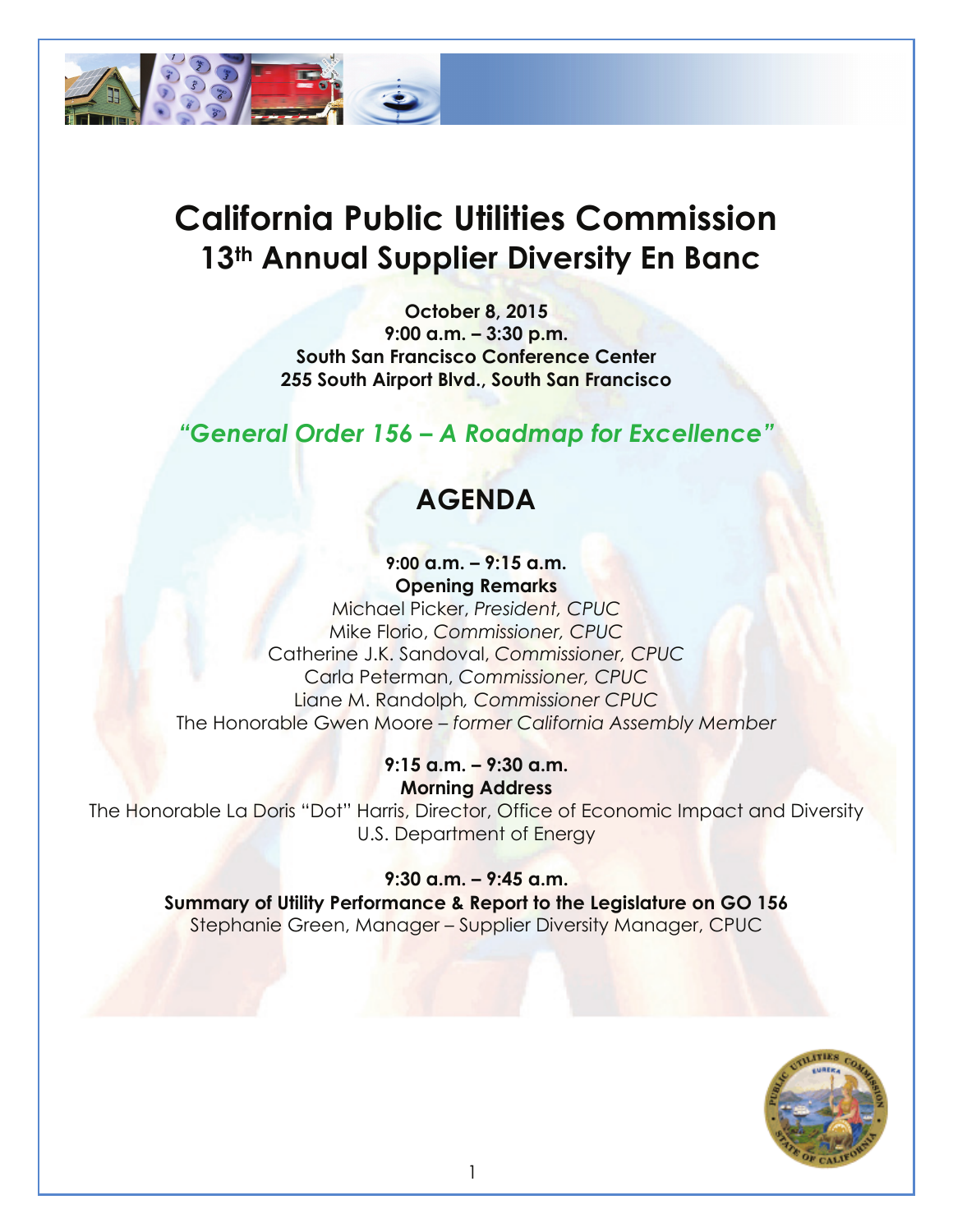# California Public Utilities Commission
## 13th Annual Supplier Diversity En Banc

**October 8, 2015**
**9:00 a.m. – 3:30 p.m.**
**South San Francisco Conference Center**
**255 South Airport Blvd., South San Francisco**

***"General Order 156 – A Roadmap for Excellence"***

## AGENDA

**9:00 a.m. – 9:15 a.m.**
**Opening Remarks**
Michael Picker, *President, CPUC*
Mike Florio, *Commissioner, CPUC*
Catherine J.K. Sandoval, *Commissioner, CPUC*
Carla Peterman, *Commissioner, CPUC*
Liane M. Randolph*, Commissioner CPUC*
The Honorable Gwen Moore – *former California Assembly Member*

**9:15 a.m. – 9:30 a.m.**
**Morning Address**
The Honorable La Doris "Dot" Harris, Director, Office of Economic Impact and Diversity
U.S. Department of Energy

**9:30 a.m. – 9:45 a.m.**
**Summary of Utility Performance & Report to the Legislature on GO 156**
Stephanie Green, Manager – Supplier Diversity Manager, CPUC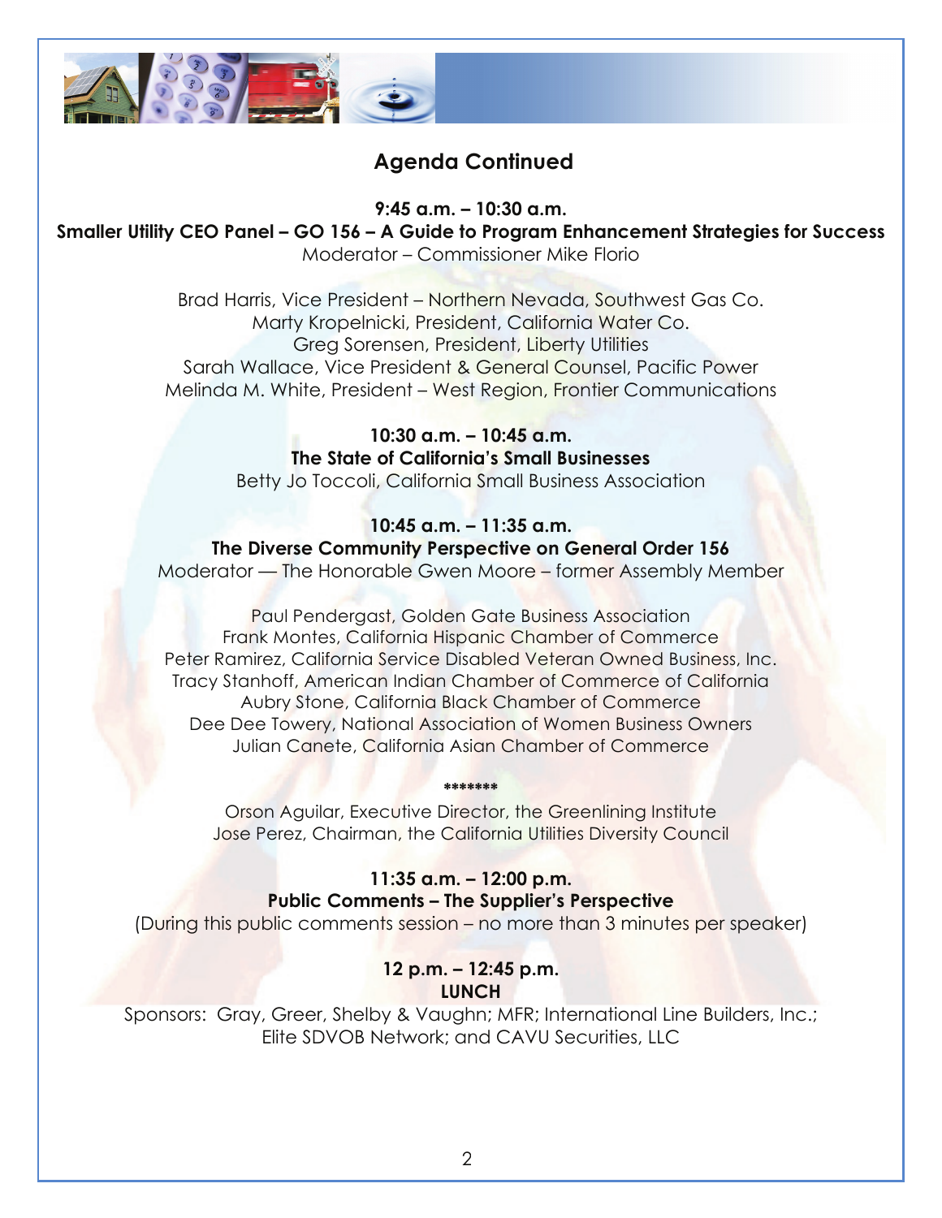## Agenda Continued

**9:45 a.m. – 10:30 a.m.**
**Smaller Utility CEO Panel – GO 156 – A Guide to Program Enhancement Strategies for Success**
Moderator – Commissioner Mike Florio

Brad Harris, Vice President – Northern Nevada, Southwest Gas Co.
Marty Kropelnicki, President, California Water Co.
Greg Sorensen, President, Liberty Utilities
Sarah Wallace, Vice President & General Counsel, Pacific Power
Melinda M. White, President – West Region, Frontier Communications

**10:30 a.m. – 10:45 a.m.**
**The State of California's Small Businesses**
Betty Jo Toccoli, California Small Business Association

**10:45 a.m. – 11:35 a.m.**
**The Diverse Community Perspective on General Order 156**
Moderator — The Honorable Gwen Moore – former Assembly Member

Paul Pendergast, Golden Gate Business Association
Frank Montes, California Hispanic Chamber of Commerce
Peter Ramirez, California Service Disabled Veteran Owned Business, Inc.
Tracy Stanhoff, American Indian Chamber of Commerce of California
Aubry Stone, California Black Chamber of Commerce
Dee Dee Towery, National Association of Women Business Owners
Julian Canete, California Asian Chamber of Commerce

*******

Orson Aguilar, Executive Director, the Greenlining Institute
Jose Perez, Chairman, the California Utilities Diversity Council

**11:35 a.m. – 12:00 p.m.**
**Public Comments – The Supplier's Perspective**
(During this public comments session – no more than 3 minutes per speaker)

**12 p.m. – 12:45 p.m.**
**LUNCH**
Sponsors: Gray, Greer, Shelby & Vaughn; MFR; International Line Builders, Inc.; Elite SDVOB Network; and CAVU Securities, LLC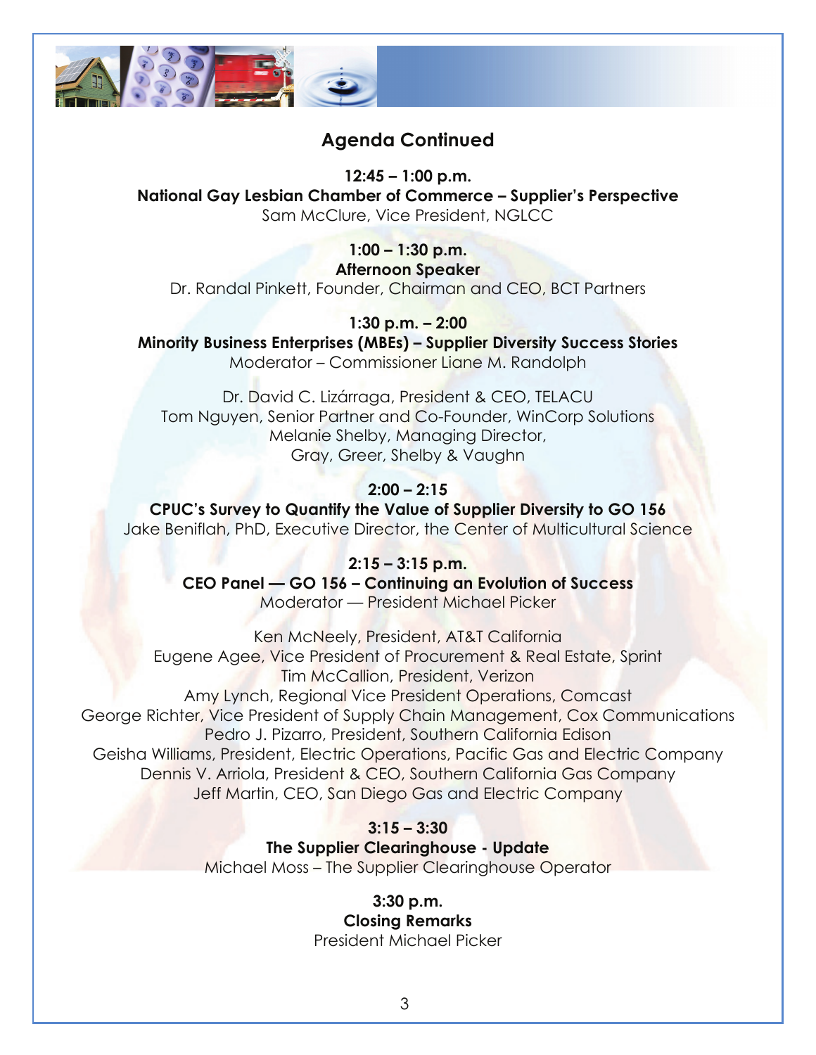## Agenda Continued

**12:45 – 1:00 p.m.**
**National Gay Lesbian Chamber of Commerce – Supplier's Perspective**
Sam McClure, Vice President, NGLCC

**1:00 – 1:30 p.m.**
**Afternoon Speaker**
Dr. Randal Pinkett, Founder, Chairman and CEO, BCT Partners

**1:30 p.m. – 2:00**
**Minority Business Enterprises (MBEs) – Supplier Diversity Success Stories**
Moderator – Commissioner Liane M. Randolph

Dr. David C. Lizárraga, President & CEO, TELACU
Tom Nguyen, Senior Partner and Co-Founder, WinCorp Solutions
Melanie Shelby, Managing Director,
Gray, Greer, Shelby & Vaughn

**2:00 – 2:15**
**CPUC's Survey to Quantify the Value of Supplier Diversity to GO 156**
Jake Beniflah, PhD, Executive Director, the Center of Multicultural Science

**2:15 – 3:15 p.m.**
**CEO Panel — GO 156 – Continuing an Evolution of Success**
Moderator — President Michael Picker

Ken McNeely, President, AT&T California
Eugene Agee, Vice President of Procurement & Real Estate, Sprint
Tim McCallion, President, Verizon
Amy Lynch, Regional Vice President Operations, Comcast
George Richter, Vice President of Supply Chain Management, Cox Communications
Pedro J. Pizarro, President, Southern California Edison
Geisha Williams, President, Electric Operations, Pacific Gas and Electric Company
Dennis V. Arriola, President & CEO, Southern California Gas Company
Jeff Martin, CEO, San Diego Gas and Electric Company

**3:15 – 3:30**
**The Supplier Clearinghouse - Update**
Michael Moss – The Supplier Clearinghouse Operator

**3:30 p.m.**
**Closing Remarks**
President Michael Picker